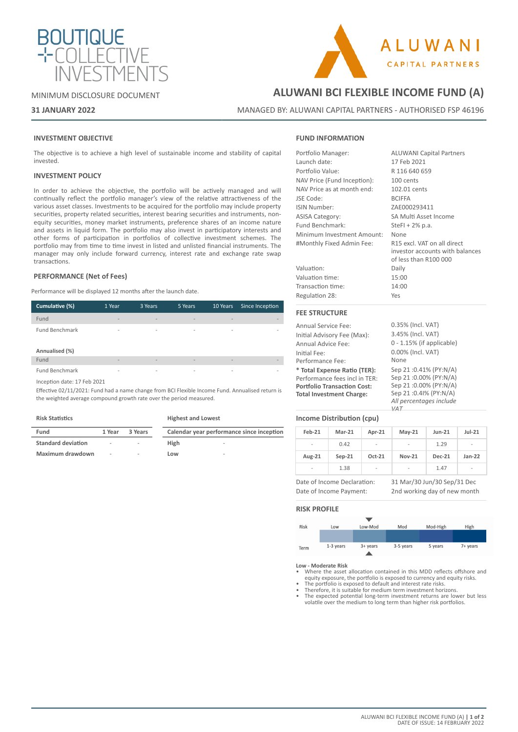BOUTIQUE COLLECTIVE INVESTMENTS

ALUWANI CAPITAL PARTNERS

MINIMUM DISCLOSURE DOCUMENT

**31 JANUARY 2022**

# ALUWANI BCI FLEXIBLE INCOME FUND (A)

MANAGED BY: ALUWANI CAPITAL PARTNERS - AUTHORISED FSP 46196

## INVESTMENT OBJECTIVE

The objective is to achieve a high level of sustainable income and stability of capital invested.

## INVESTMENT POLICY

In order to achieve the objective, the portfolio will be actively managed and will continually reflect the portfolio manager's view of the relative attractiveness of the various asset classes. Investments to be acquired for the portfolio may include property securities, property related securities, interest bearing securities and instruments, non-equity securities, money market instruments, preference shares of an income nature and assets in liquid form. The portfolio may also invest in participatory interests and other forms of participation in portfolios of collective investment schemes. The portfolio may from time to time invest in listed and unlisted financial instruments. The manager may only include forward currency, interest rate and exchange rate swap transactions.

## PERFORMANCE (Net of Fees)

Performance will be displayed 12 months after the launch date.

| Cumulative (%) | 1 Year | 3 Years | 5 Years | 10 Years | Since Inception |
|---|---|---|---|---|---|
| Fund | - | - | - | - | - |
| Fund Benchmark | - | - | - | - | - |
| **Annualised (%)** | | | | | |
| Fund | - | - | - | - | - |
| Fund Benchmark | - | - | - | - | - |

Inception date: 17 Feb 2021

Effective 02/11/2021: Fund had a name change from BCI Flexible Income Fund. Annualised return is the weighted average compound growth rate over the period measured.

**Risk Statistics**

| Fund | 1 Year | 3 Years |
|---|---|---|
| **Standard deviation** | - | - |
| **Maximum drawdown** | - | - |

**Highest and Lowest**

| Calendar year performance since inception | |
|---|---|
| **High** | - |
| **Low** | - |

## FUND INFORMATION

| | |
|---|---|
| Portfolio Manager: | ALUWANI Capital Partners |
| Launch date: | 17 Feb 2021 |
| Portfolio Value: | R 116 640 659 |
| NAV Price (Fund Inception): | 100 cents |
| NAV Price as at month end: | 102.01 cents |
| JSE Code: | BCIFFA |
| ISIN Number: | ZAE000293411 |
| ASISA Category: | SA Multi Asset Income |
| Fund Benchmark: | SteFI + 2% p.a. |
| Minimum Investment Amount: | None |
| #Monthly Fixed Admin Fee: | R15 excl. VAT on all direct investor accounts with balances of less than R100 000 |
| Valuation: | Daily |
| Valuation time: | 15:00 |
| Transaction time: | 14:00 |
| Regulation 28: | Yes |

## FEE STRUCTURE

| | |
|---|---|
| Annual Service Fee: | 0.35% (Incl. VAT) |
| Initial Advisory Fee (Max): | 3.45% (Incl. VAT) |
| Annual Advice Fee: | 0 - 1.15% (if applicable) |
| Initial Fee: | 0.00% (Incl. VAT) |
| Performance Fee: | None |
| **\* Total Expense Ratio (TER):** | Sep 21 :0.41% (PY:N/A) |
| Performance fees incl in TER: | Sep 21 :0.00% (PY:N/A) |
| **Portfolio Transaction Cost:** | Sep 21 :0.00% (PY:N/A) |
| **Total Investment Charge:** | Sep 21 :0.41% (PY:N/A) |

*All percentages include VAT*

## Income Distribution (cpu)

| Feb-21 | Mar-21 | Apr-21 | May-21 | Jun-21 | Jul-21 |
|---|---|---|---|---|---|
| - | 0.42 | - | - | 1.29 | - |
| **Aug-21** | **Sep-21** | **Oct-21** | **Nov-21** | **Dec-21** | **Jan-22** |
| - | 1.38 | - | - | 1.47 | - |

| | |
|---|---|
| Date of Income Declaration: | 31 Mar/30 Jun/30 Sep/31 Dec |
| Date of Income Payment: | 2nd working day of new month |

## RISK PROFILE

| Risk | Low | Low-Mod | Mod | Mod-High | High |
|---|---|---|---|---|---|
| Term | 1-3 years | 3+ years | 3-5 years | 5 years | 7+ years |

**Low - Moderate Risk**

- Where the asset allocation contained in this MDD reflects offshore and equity exposure, the portfolio is exposed to currency and equity risks.
- The portfolio is exposed to default and interest rate risks.
- Therefore, it is suitable for medium term investment horizons.
- The expected potential long-term investment returns are lower but less volatile over the medium to long term than higher risk portfolios.

DATE OF ISSUE: 14 FEBRUARY 2022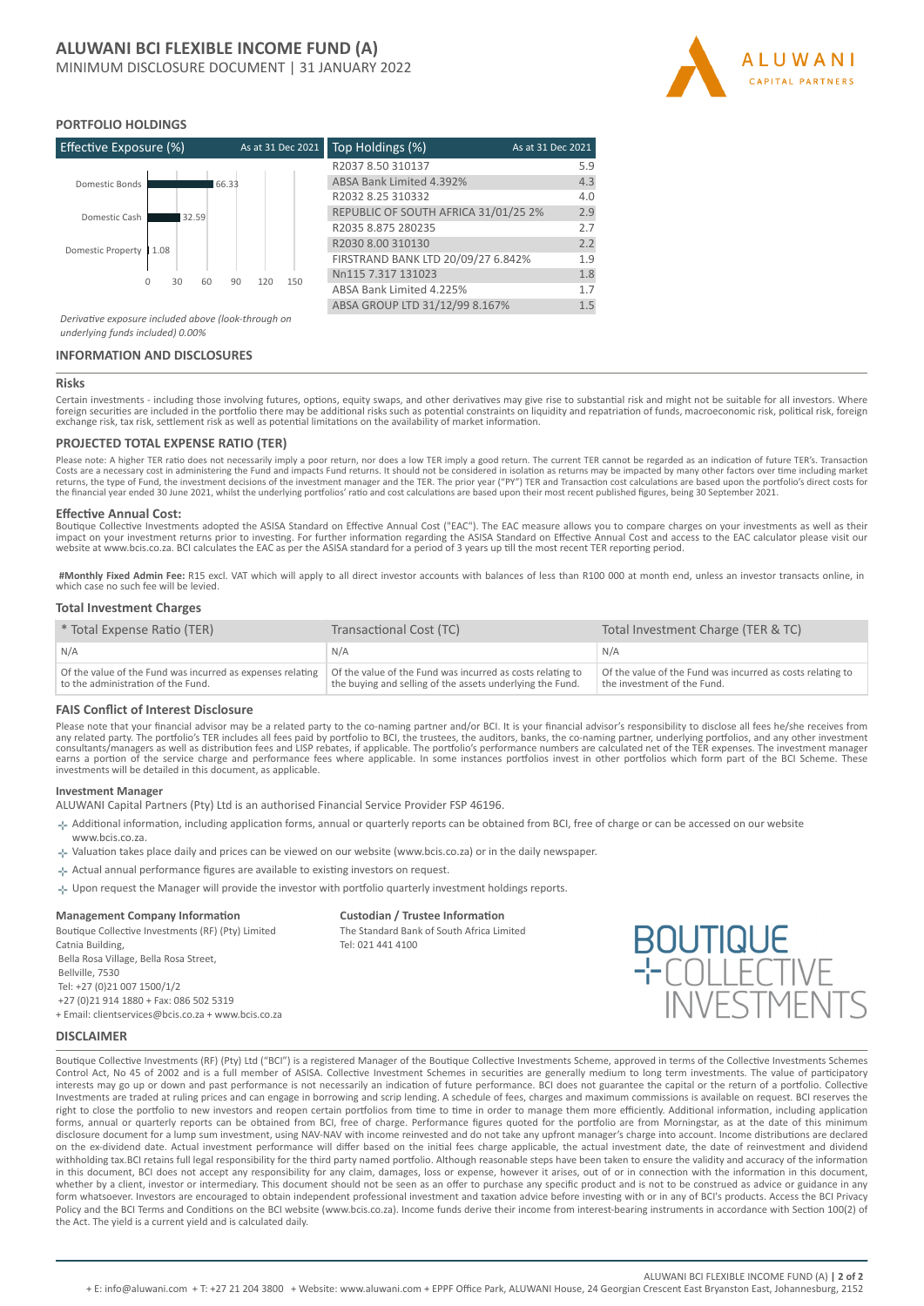# ALUWANI BCI FLEXIBLE INCOME FUND (A)

MINIMUM DISCLOSURE DOCUMENT | 31 JANUARY 2022

## PORTFOLIO HOLDINGS

Effective Exposure (%) As at 31 Dec 2021

Domestic Bonds 66.33
Domestic Cash 32.59
Domestic Property 1.08

0 30 60 90 120 150

*Derivative exposure included above (look-through on underlying funds included) 0.00%*

| Top Holdings (%) | As at 31 Dec 2021 |
|---|---|
| R2037 8.50 310137 | 5.9 |
| ABSA Bank Limited 4.392% | 4.3 |
| R2032 8.25 310332 | 4.0 |
| REPUBLIC OF SOUTH AFRICA 31/01/25 2% | 2.9 |
| R2035 8.875 280235 | 2.7 |
| R2030 8.00 310130 | 2.2 |
| FIRSTRAND BANK LTD 20/09/27 6.842% | 1.9 |
| Nn115 7.317 131023 | 1.8 |
| ABSA Bank Limited 4.225% | 1.7 |
| ABSA GROUP LTD 31/12/99 8.167% | 1.5 |

## INFORMATION AND DISCLOSURES

### Risks

Certain investments - including those involving futures, options, equity swaps, and other derivatives may give rise to substantial risk and might not be suitable for all investors. Where foreign securities are included in the portfolio there may be additional risks such as potential constraints on liquidity and repatriation of funds, macroeconomic risk, political risk, foreign exchange risk, tax risk, settlement risk as well as potential limitations on the availability of market information.

### PROJECTED TOTAL EXPENSE RATIO (TER)

Please note: A higher TER ratio does not necessarily imply a poor return, nor does a low TER imply a good return. The current TER cannot be regarded as an indication of future TER's. Transaction Costs are a necessary cost in administering the Fund and impacts Fund returns. It should not be considered in isolation as returns may be impacted by many other factors over time including market returns, the type of Fund, the investment decisions of the investment manager and the TER. The prior year ("PY") TER and Transaction cost calculations are based upon the portfolio's direct costs for the financial year ended 30 June 2021, whilst the underlying portfolios' ratio and cost calculations are based upon their most recent published figures, being 30 September 2021.

### Effective Annual Cost:

Boutique Collective Investments adopted the ASISA Standard on Effective Annual Cost ("EAC"). The EAC measure allows you to compare charges on your investments as well as their impact on your investment returns prior to investing. For further information regarding the ASISA Standard on Effective Annual Cost and access to the EAC calculator please visit our website at www.bcis.co.za. BCI calculates the EAC as per the ASISA standard for a period of 3 years up till the most recent TER reporting period.

**#Monthly Fixed Admin Fee:** R15 excl. VAT which will apply to all direct investor accounts with balances of less than R100 000 at month end, unless an investor transacts online, in which case no such fee will be levied.

### Total Investment Charges

| * Total Expense Ratio (TER) | Transactional Cost (TC) | Total Investment Charge (TER & TC) |
|---|---|---|
| N/A | N/A | N/A |
| Of the value of the Fund was incurred as expenses relating to the administration of the Fund. | Of the value of the Fund was incurred as costs relating to the buying and selling of the assets underlying the Fund. | Of the value of the Fund was incurred as costs relating to the investment of the Fund. |

### FAIS Conflict of Interest Disclosure

Please note that your financial advisor may be a related party to the co-naming partner and/or BCI. It is your financial advisor's responsibility to disclose all fees he/she receives from any related party. The portfolio's TER includes all fees paid by portfolio to BCI, the trustees, the auditors, banks, the co-naming partner, underlying portfolios, and any other investment consultants/managers as well as distribution fees and LISP rebates, if applicable. The portfolio's performance numbers are calculated net of the TER expenses. The investment manager earns a portion of the service charge and performance fees where applicable. In some instances portfolios invest in other portfolios which form part of the BCI Scheme. These investments will be detailed in this document, as applicable.

### Investment Manager

ALUWANI Capital Partners (Pty) Ltd is an authorised Financial Service Provider FSP 46196.

- Additional information, including application forms, annual or quarterly reports can be obtained from BCI, free of charge or can be accessed on our website www.bcis.co.za.
- Valuation takes place daily and prices can be viewed on our website (www.bcis.co.za) or in the daily newspaper.
- Actual annual performance figures are available to existing investors on request.
- Upon request the Manager will provide the investor with portfolio quarterly investment holdings reports.

### Management Company Information

Boutique Collective Investments (RF) (Pty) Limited
Catnia Building,
Bella Rosa Village, Bella Rosa Street,
Bellville, 7530
Tel: +27 (0)21 007 1500/1/2
+27 (0)21 914 1880 + Fax: 086 502 5319
+ Email: clientservices@bcis.co.za + www.bcis.co.za

### Custodian / Trustee Information

The Standard Bank of South Africa Limited
Tel: 021 441 4100

## DISCLAIMER

Boutique Collective Investments (RF) (Pty) Ltd ("BCI") is a registered Manager of the Boutique Collective Investments Scheme, approved in terms of the Collective Investments Schemes Control Act, No 45 of 2002 and is a full member of ASISA. Collective Investment Schemes in securities are generally medium to long term investments. The value of participatory interests may go up or down and past performance is not necessarily an indication of future performance. BCI does not guarantee the capital or the return of a portfolio. Collective Investments are traded at ruling prices and can engage in borrowing and scrip lending. A schedule of fees, charges and maximum commissions is available on request. BCI reserves the right to close the portfolio to new investors and reopen certain portfolios from time to time in order to manage them more efficiently. Additional information, including application forms, annual or quarterly reports can be obtained from BCI, free of charge. Performance figures quoted for the portfolio are from Morningstar, as at the date of this minimum disclosure document for a lump sum investment, using NAV-NAV with income reinvested and do not take any upfront manager's charge into account. Income distributions are declared on the ex-dividend date. Actual investment performance will differ based on the initial fees charge applicable, the actual investment date, the date of reinvestment and dividend withholding tax.BCI retains full legal responsibility for the third party named portfolio. Although reasonable steps have been taken to ensure the validity and accuracy of the information in this document, BCI does not accept any responsibility for any claim, damages, loss or expense, however it arises, out of or in connection with the information in this document, whether by a client, investor or intermediary. This document should not be seen as an offer to purchase any specific product and is not to be construed as advice or guidance in any form whatsoever. Investors are encouraged to obtain independent professional investment and taxation advice before investing with or in any of BCI's products. Access the BCI Privacy Policy and the BCI Terms and Conditions on the BCI website (www.bcis.co.za). Income funds derive their income from interest-bearing instruments in accordance with Section 100(2) of the Act. The yield is a current yield and is calculated daily.

+ E: info@aluwani.com + T: +27 21 204 3800 + Website: www.aluwani.com + EPPF Office Park, ALUWANI House, 24 Georgian Crescent East Bryanston East, Johannesburg, 2152